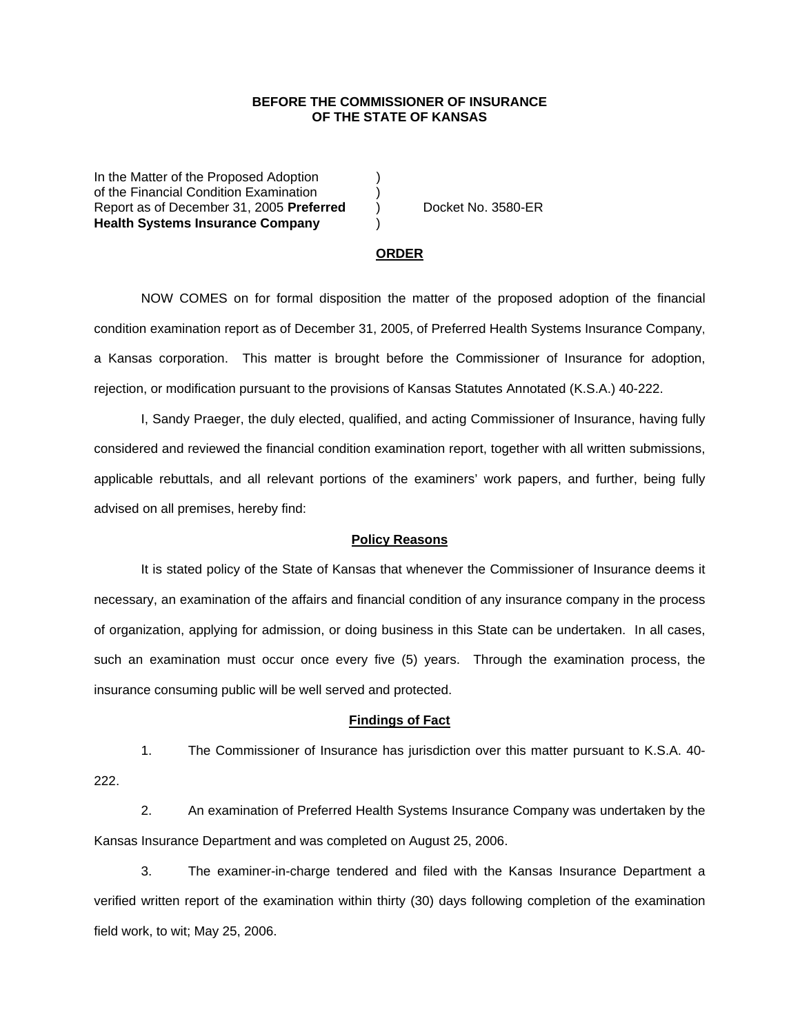**BEFORE THE COMMISSIONER OF INSURANCE**
**OF THE STATE OF KANSAS**

In the Matter of the Proposed Adoption )
of the Financial Condition Examination )
Report as of December 31, 2005 **Preferred** ) Docket No. 3580-ER
**Health Systems Insurance Company** )

**ORDER**

NOW COMES on for formal disposition the matter of the proposed adoption of the financial condition examination report as of December 31, 2005, of Preferred Health Systems Insurance Company, a Kansas corporation. This matter is brought before the Commissioner of Insurance for adoption, rejection, or modification pursuant to the provisions of Kansas Statutes Annotated (K.S.A.) 40-222.

I, Sandy Praeger, the duly elected, qualified, and acting Commissioner of Insurance, having fully considered and reviewed the financial condition examination report, together with all written submissions, applicable rebuttals, and all relevant portions of the examiners' work papers, and further, being fully advised on all premises, hereby find:

**Policy Reasons**

It is stated policy of the State of Kansas that whenever the Commissioner of Insurance deems it necessary, an examination of the affairs and financial condition of any insurance company in the process of organization, applying for admission, or doing business in this State can be undertaken. In all cases, such an examination must occur once every five (5) years. Through the examination process, the insurance consuming public will be well served and protected.

**Findings of Fact**

1. The Commissioner of Insurance has jurisdiction over this matter pursuant to K.S.A. 40-222.

2. An examination of Preferred Health Systems Insurance Company was undertaken by the Kansas Insurance Department and was completed on August 25, 2006.

3. The examiner-in-charge tendered and filed with the Kansas Insurance Department a verified written report of the examination within thirty (30) days following completion of the examination field work, to wit; May 25, 2006.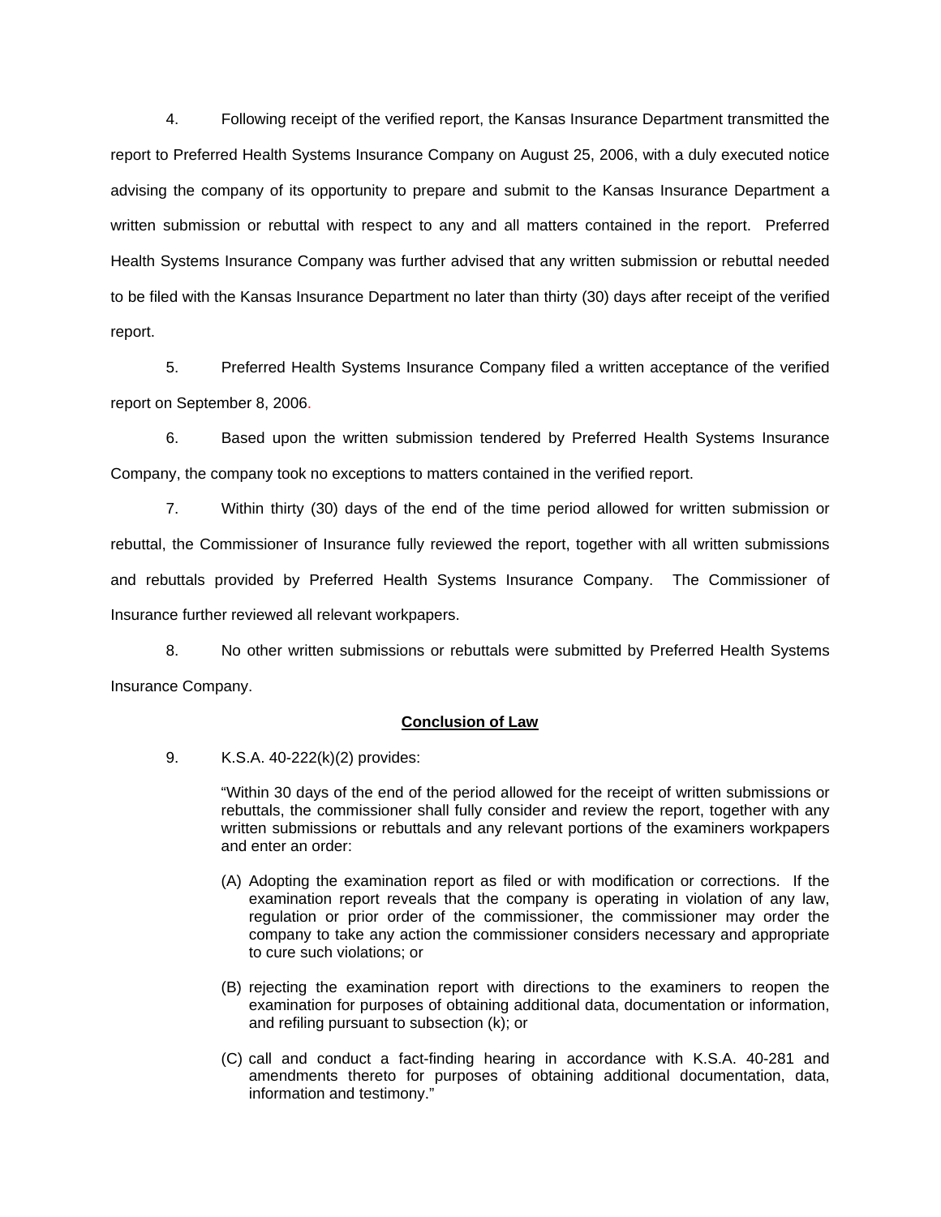4. Following receipt of the verified report, the Kansas Insurance Department transmitted the report to Preferred Health Systems Insurance Company on August 25, 2006, with a duly executed notice advising the company of its opportunity to prepare and submit to the Kansas Insurance Department a written submission or rebuttal with respect to any and all matters contained in the report. Preferred Health Systems Insurance Company was further advised that any written submission or rebuttal needed to be filed with the Kansas Insurance Department no later than thirty (30) days after receipt of the verified report.

5. Preferred Health Systems Insurance Company filed a written acceptance of the verified report on September 8, 2006.

6. Based upon the written submission tendered by Preferred Health Systems Insurance Company, the company took no exceptions to matters contained in the verified report.

7. Within thirty (30) days of the end of the time period allowed for written submission or rebuttal, the Commissioner of Insurance fully reviewed the report, together with all written submissions and rebuttals provided by Preferred Health Systems Insurance Company. The Commissioner of Insurance further reviewed all relevant workpapers.

8. No other written submissions or rebuttals were submitted by Preferred Health Systems Insurance Company.

**Conclusion of Law**

9. K.S.A. 40-222(k)(2) provides:

> "Within 30 days of the end of the period allowed for the receipt of written submissions or rebuttals, the commissioner shall fully consider and review the report, together with any written submissions or rebuttals and any relevant portions of the examiners workpapers and enter an order:
>
> (A) Adopting the examination report as filed or with modification or corrections. If the examination report reveals that the company is operating in violation of any law, regulation or prior order of the commissioner, the commissioner may order the company to take any action the commissioner considers necessary and appropriate to cure such violations; or
>
> (B) rejecting the examination report with directions to the examiners to reopen the examination for purposes of obtaining additional data, documentation or information, and refiling pursuant to subsection (k); or
>
> (C) call and conduct a fact-finding hearing in accordance with K.S.A. 40-281 and amendments thereto for purposes of obtaining additional documentation, data, information and testimony."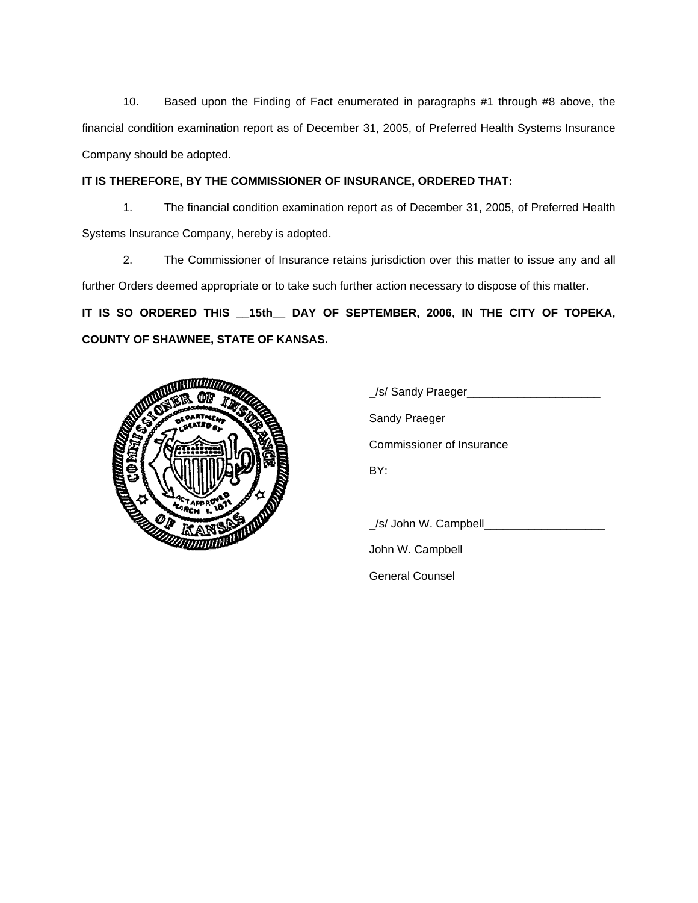10. Based upon the Finding of Fact enumerated in paragraphs #1 through #8 above, the financial condition examination report as of December 31, 2005, of Preferred Health Systems Insurance Company should be adopted.

**IT IS THEREFORE, BY THE COMMISSIONER OF INSURANCE, ORDERED THAT:**

1. The financial condition examination report as of December 31, 2005, of Preferred Health Systems Insurance Company, hereby is adopted.

2. The Commissioner of Insurance retains jurisdiction over this matter to issue any and all further Orders deemed appropriate or to take such further action necessary to dispose of this matter.

**IT IS SO ORDERED THIS __15th__ DAY OF SEPTEMBER, 2006, IN THE CITY OF TOPEKA, COUNTY OF SHAWNEE, STATE OF KANSAS.**

_/s/ Sandy Praeger_____________________

Sandy Praeger

Commissioner of Insurance

BY:

_/s/ John W. Campbell___________________

John W. Campbell

General Counsel